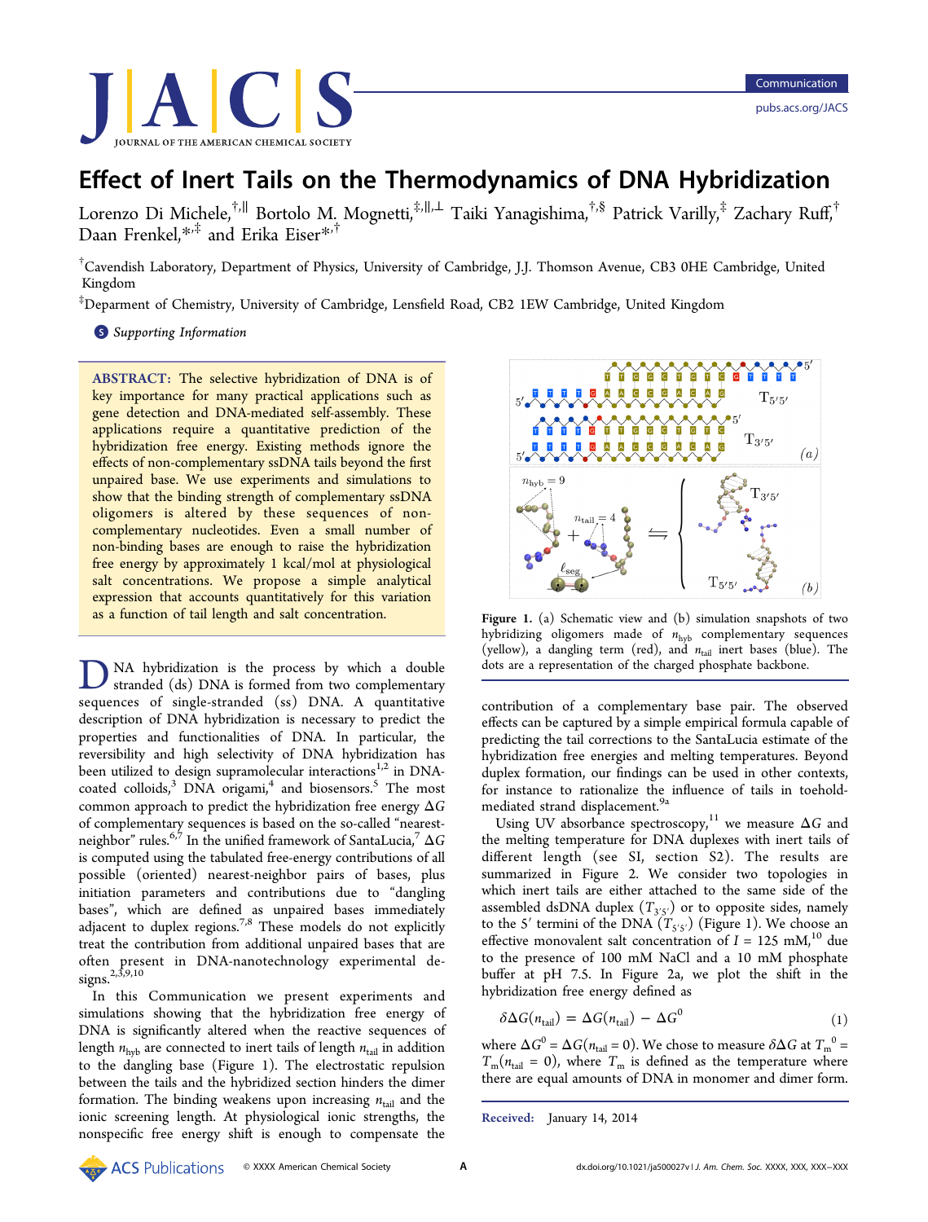# Effect of Inert Tails on the Thermodynamics of DNA Hybridization

Lorenzo Di Michele,[†,∥] Bortolo M. Mognetti,[‡,∥,⊥] Taiki Yanagishima,[†,§] Patrick Varilly,[‡] Zachary Ruff,[†] Daan Frenkel,[*,‡] and Erika Eiser[*,†]

[†]Cavendish Laboratory, Department of Physics, University of Cambridge, J.J. Thomson Avenue, CB3 0HE Cambridge, United Kingdom

[‡]Deparment of Chemistry, University of Cambridge, Lensfield Road, CB2 1EW Cambridge, United Kingdom

*Supporting Information*

**ABSTRACT:** The selective hybridization of DNA is of key importance for many practical applications such as gene detection and DNA-mediated self-assembly. These applications require a quantitative prediction of the hybridization free energy. Existing methods ignore the effects of non-complementary ssDNA tails beyond the first unpaired base. We use experiments and simulations to show that the binding strength of complementary ssDNA oligomers is altered by these sequences of non-complementary nucleotides. Even a small number of non-binding bases are enough to raise the hybridization free energy by approximately 1 kcal/mol at physiological salt concentrations. We propose a simple analytical expression that accounts quantitatively for this variation as a function of tail length and salt concentration.

DNA hybridization is the process by which a double stranded (ds) DNA is formed from two complementary sequences of single-stranded (ss) DNA. A quantitative description of DNA hybridization is necessary to predict the properties and functionalities of DNA. In particular, the reversibility and high selectivity of DNA hybridization has been utilized to design supramolecular interactions[1,2] in DNA-coated colloids,[3] DNA origami,[4] and biosensors.[5] The most common approach to predict the hybridization free energy $\Delta G$ of complementary sequences is based on the so-called "nearest-neighbor" rules.[6,7] In the unified framework of SantaLucia,[7] $\Delta G$ is computed using the tabulated free-energy contributions of all possible (oriented) nearest-neighbor pairs of bases, plus initiation parameters and contributions due to "dangling bases", which are defined as unpaired bases immediately adjacent to duplex regions.[7,8] These models do not explicitly treat the contribution from additional unpaired bases that are often present in DNA-nanotechnology experimental designs.[2,3,9,10]

In this Communication we present experiments and simulations showing that the hybridization free energy of DNA is significantly altered when the reactive sequences of length $n_{\text{hyb}}$ are connected to inert tails of length $n_{\text{tail}}$ in addition to the dangling base (Figure 1). The electrostatic repulsion between the tails and the hybridized section hinders the dimer formation. The binding weakens upon increasing $n_{\text{tail}}$ and the ionic screening length. At physiological ionic strengths, the nonspecific free energy shift is enough to compensate the contribution of a complementary base pair. The observed effects can be captured by a simple empirical formula capable of predicting the tail corrections to the SantaLucia estimate of the hybridization free energies and melting temperatures. Beyond duplex formation, our findings can be used in other contexts, for instance to rationalize the influence of tails in toehold-mediated strand displacement.[9a]

Figure 1. (a) Schematic view and (b) simulation snapshots of two hybridizing oligomers made of $n_{\text{hyb}}$ complementary sequences (yellow), a dangling term (red), and $n_{\text{tail}}$ inert bases (blue). The dots are a representation of the charged phosphate backbone.

Using UV absorbance spectroscopy,[11] we measure $\Delta G$ and the melting temperature for DNA duplexes with inert tails of different length (see SI, section S2). The results are summarized in Figure 2. We consider two topologies in which inert tails are either attached to the same side of the assembled dsDNA duplex ($T_{3'5'}$) or to opposite sides, namely to the 5′ termini of the DNA ($T_{5'5'}$) (Figure 1). We choose an effective monovalent salt concentration of $I$ = 125 mM,[10] due to the presence of 100 mM NaCl and a 10 mM phosphate buffer at pH 7.5. In Figure 2a, we plot the shift in the hybridization free energy defined as

$$\delta\Delta G(n_{\text{tail}}) = \Delta G(n_{\text{tail}}) - \Delta G^0 \tag{1}$$

where $\Delta G^0 = \Delta G(n_{\text{tail}} = 0)$. We chose to measure $\delta\Delta G$ at $T_{\text{m}}^0 = T_{\text{m}}(n_{\text{tail}} = 0)$, where $T_{\text{m}}$ is defined as the temperature where there are equal amounts of DNA in monomer and dimer form.

**Received:** January 14, 2014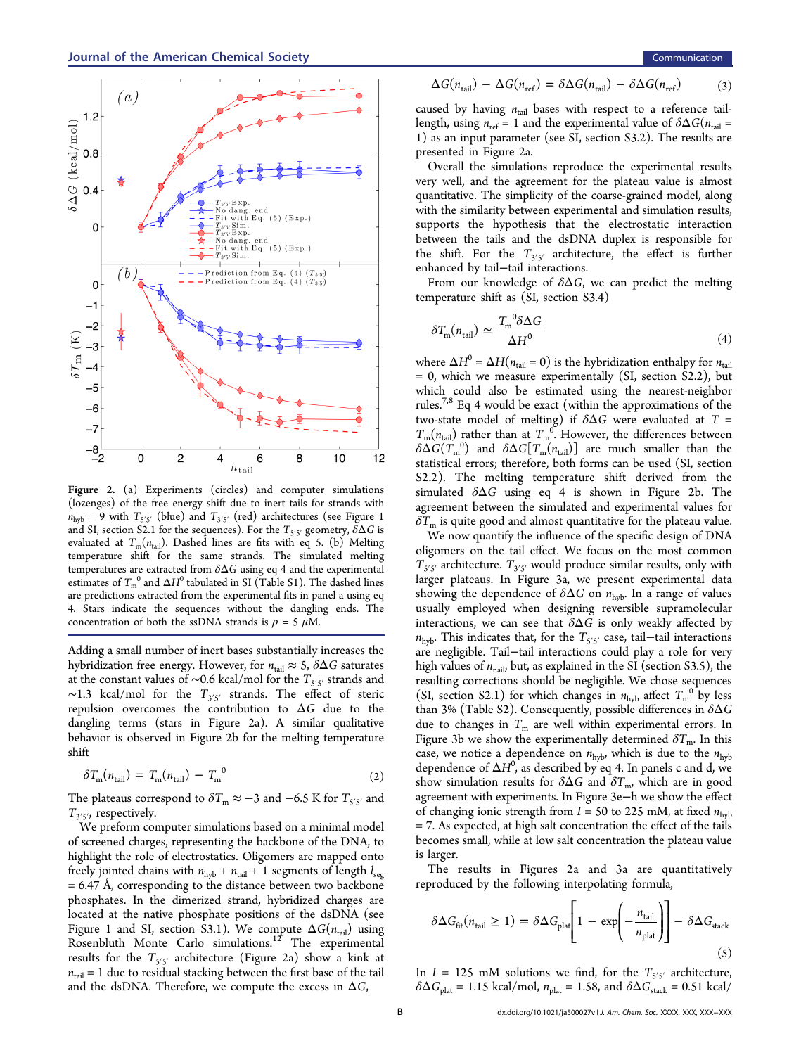Figure 2. (a) Experiments (circles) and computer simulations (lozenges) of the free energy shift due to inert tails for strands with $n_{hyb} = 9$ with $T_{5'5'}$ (blue) and $T_{3'5'}$ (red) architectures (see Figure 1 and SI, section S2.1 for the sequences). For the $T_{5'5'}$ geometry, $\delta\Delta G$ is evaluated at $T_m(n_{tail})$. Dashed lines are fits with eq 5. (b) Melting temperature shift for the same strands. The simulated melting temperatures are extracted from $\delta\Delta G$ using eq 4 and the experimental estimates of $T_m^{\,0}$ and $\Delta H^0$ tabulated in SI (Table S1). The dashed lines are predictions extracted from the experimental fits in panel a using eq 4. Stars indicate the sequences without the dangling ends. The concentration of both the ssDNA strands is $\rho = 5$ μM.

Adding a small number of inert bases substantially increases the hybridization free energy. However, for $n_{tail} \approx 5$, $\delta\Delta G$ saturates at the constant values of ~0.6 kcal/mol for the $T_{5'5'}$ strands and ~1.3 kcal/mol for the $T_{3'5'}$ strands. The effect of steric repulsion overcomes the contribution to $\Delta G$ due to the dangling terms (stars in Figure 2a). A similar qualitative behavior is observed in Figure 2b for the melting temperature shift

$$\delta T_m(n_{tail}) = T_m(n_{tail}) - T_m^{\,0} \tag{2}$$

The plateaus correspond to $\delta T_m \approx -3$ and $-6.5$ K for $T_{5'5'}$ and $T_{3'5'}$, respectively.

We preform computer simulations based on a minimal model of screened charges, representing the backbone of the DNA, to highlight the role of electrostatics. Oligomers are mapped onto freely jointed chains with $n_{hyb} + n_{tail} + 1$ segments of length $l_{seg}$ = 6.47 Å, corresponding to the distance between two backbone phosphates. In the dimerized strand, hybridized charges are located at the native phosphate positions of the dsDNA (see Figure 1 and SI, section S3.1). We compute $\Delta G(n_{tail})$ using Rosenbluth Monte Carlo simulations.[12] The experimental results for the $T_{5'5'}$ architecture (Figure 2a) show a kink at $n_{tail} = 1$ due to residual stacking between the first base of the tail and the dsDNA. Therefore, we compute the excess in $\Delta G$,

$$\Delta G(n_{tail}) - \Delta G(n_{ref}) = \delta\Delta G(n_{tail}) - \delta\Delta G(n_{ref}) \tag{3}$$

caused by having $n_{tail}$ bases with respect to a reference tail-length, using $n_{ref} = 1$ and the experimental value of $\delta\Delta G(n_{tail} = 1)$ as an input parameter (see SI, section S3.2). The results are presented in Figure 2a.

Overall the simulations reproduce the experimental results very well, and the agreement for the plateau value is almost quantitative. The simplicity of the coarse-grained model, along with the similarity between experimental and simulation results, supports the hypothesis that the electrostatic interaction between the tails and the dsDNA duplex is responsible for the shift. For the $T_{3'5'}$ architecture, the effect is further enhanced by tail−tail interactions.

From our knowledge of $\delta\Delta G$, we can predict the melting temperature shift as (SI, section S3.4)

$$\delta T_m(n_{tail}) \simeq \frac{T_m^{\,0}\delta\Delta G}{\Delta H^0} \tag{4}$$

where $\Delta H^0 = \Delta H(n_{tail} = 0)$ is the hybridization enthalpy for $n_{tail} = 0$, which we measure experimentally (SI, section S2.2), but which could also be estimated using the nearest-neighbor rules.[7,8] Eq 4 would be exact (within the approximations of the two-state model of melting) if $\delta\Delta G$ were evaluated at $T = T_m(n_{tail})$ rather than at $T_m^{\,0}$. However, the differences between $\delta\Delta G(T_m^{\,0})$ and $\delta\Delta G[T_m(n_{tail})]$ are much smaller than the statistical errors; therefore, both forms can be used (SI, section S2.2). The melting temperature shift derived from the simulated $\delta\Delta G$ using eq 4 is shown in Figure 2b. The agreement between the simulated and experimental values for $\delta T_m$ is quite good and almost quantitative for the plateau value.

We now quantify the influence of the specific design of DNA oligomers on the tail effect. We focus on the most common $T_{5'5'}$ architecture. $T_{3'5'}$ would produce similar results, only with larger plateaus. In Figure 3a, we present experimental data showing the dependence of $\delta\Delta G$ on $n_{hyb}$. In a range of values usually employed when designing reversible supramolecular interactions, we can see that $\delta\Delta G$ is only weakly affected by $n_{hyb}$. This indicates that, for the $T_{5'5'}$ case, tail−tail interactions are negligible. Tail−tail interactions could play a role for very high values of $n_{tail}$, but, as explained in the SI (section S3.5), the resulting corrections should be negligible. We chose sequences (SI, section S2.1) for which changes in $n_{hyb}$ affect $T_m^{\,0}$ by less than 3% (Table S2). Consequently, possible differences in $\delta\Delta G$ due to changes in $T_m$ are well within experimental errors. In Figure 3b we show the experimentally determined $\delta T_m$. In this case, we notice a dependence on $n_{hyb}$, which is due to the $n_{hyb}$ dependence of $\Delta H^0$, as described by eq 4. In panels c and d, we show simulation results for $\delta\Delta G$ and $\delta T_m$, which are in good agreement with experiments. In Figure 3e−h we show the effect of changing ionic strength from $I$ = 50 to 225 mM, at fixed $n_{hyb}$ = 7. As expected, at high salt concentration the effect of the tails becomes small, while at low salt concentration the plateau value is larger.

The results in Figures 2a and 3a are quantitatively reproduced by the following interpolating formula,

$$\delta\Delta G_{fit}(n_{tail} \geq 1) = \delta\Delta G_{plat}\left[1 - \exp\left(-\frac{n_{tail}}{n_{plat}}\right)\right] - \delta\Delta G_{stack} \tag{5}$$

In $I$ = 125 mM solutions we find, for the $T_{5'5'}$ architecture, $\delta\Delta G_{plat}$ = 1.15 kcal/mol, $n_{plat}$ = 1.58, and $\delta\Delta G_{stack}$ = 0.51 kcal/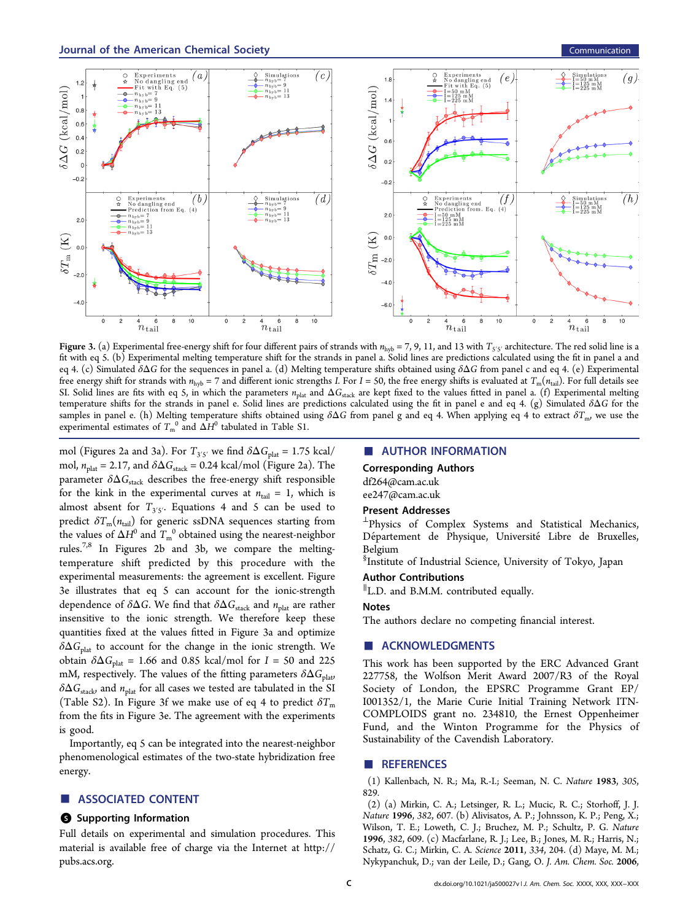Figure 3. (a) Experimental free-energy shift for four different pairs of strands with $n_{hyb}$ = 7, 9, 11, and 13 with $T_{5'5'}$ architecture. The red solid line is a fit with eq 5. (b) Experimental melting temperature shift for the strands in panel a. Solid lines are predictions calculated using the fit in panel a and eq 4. (c) Simulated $\delta\Delta G$ for the sequences in panel a. (d) Melting temperature shifts obtained using $\delta\Delta G$ from panel c and eq 4. (e) Experimental free energy shift for strands with $n_{hyb}$ = 7 and different ionic strengths $I$. For $I$ = 50, the free energy shifts is evaluated at $T_m(n_{tail})$. For full details see SI. Solid lines are fits with eq 5, in which the parameters $n_{plat}$ and $\Delta G_{stack}$ are kept fixed to the values fitted in panel a. (f) Experimental melting temperature shifts for the strands in panel e. Solid lines are predictions calculated using the fit in panel e and eq 4. (g) Simulated $\delta\Delta G$ for the samples in panel e. (h) Melting temperature shifts obtained using $\delta\Delta G$ from panel g and eq 4. When applying eq 4 to extract $\delta T_m$, we use the experimental estimates of $T_m^0$ and $\Delta H^0$ tabulated in Table S1.

mol (Figures 2a and 3a). For $T_{3'5'}$ we find $\delta\Delta G_{plat}$ = 1.75 kcal/mol, $n_{plat}$ = 2.17, and $\delta\Delta G_{stack}$ = 0.24 kcal/mol (Figure 2a). The parameter $\delta\Delta G_{stack}$ describes the free-energy shift responsible for the kink in the experimental curves at $n_{tail}$ = 1, which is almost absent for $T_{3'5'}$. Equations 4 and 5 can be used to predict $\delta T_m(n_{tail})$ for generic ssDNA sequences starting from the values of $\Delta H^0$ and $T_m^0$ obtained using the nearest-neighbor rules.[7,8] In Figures 2b and 3b, we compare the melting-temperature shift predicted by this procedure with the experimental measurements: the agreement is excellent. Figure 3e illustrates that eq 5 can account for the ionic-strength dependence of $\delta\Delta G$. We find that $\delta\Delta G_{stack}$ and $n_{plat}$ are rather insensitive to the ionic strength. We therefore keep these quantities fixed at the values fitted in Figure 3a and optimize $\delta\Delta G_{plat}$ to account for the change in the ionic strength. We obtain $\delta\Delta G_{plat}$ = 1.66 and 0.85 kcal/mol for $I$ = 50 and 225 mM, respectively. The values of the fitting parameters $\delta\Delta G_{plat}$, $\delta\Delta G_{stack}$, and $n_{plat}$ for all cases we tested are tabulated in the SI (Table S2). In Figure 3f we make use of eq 4 to predict $\delta T_m$ from the fits in Figure 3e. The agreement with the experiments is good.

Importantly, eq 5 can be integrated into the nearest-neighbor phenomenological estimates of the two-state hybridization free energy.

## ■ ASSOCIATED CONTENT

### Supporting Information

Full details on experimental and simulation procedures. This material is available free of charge via the Internet at http://pubs.acs.org.

## ■ AUTHOR INFORMATION

### Corresponding Authors

df264@cam.ac.uk

ee247@cam.ac.uk

### Present Addresses

⊥Physics of Complex Systems and Statistical Mechanics, Département de Physique, Université Libre de Bruxelles, Belgium

§Institute of Industrial Science, University of Tokyo, Japan

### Author Contributions

‖L.D. and B.M.M. contributed equally.

### Notes

The authors declare no competing financial interest.

## ■ ACKNOWLEDGMENTS

This work has been supported by the ERC Advanced Grant 227758, the Wolfson Merit Award 2007/R3 of the Royal Society of London, the EPSRC Programme Grant EP/I001352/1, the Marie Curie Initial Training Network ITN-COMPLOIDS grant no. 234810, the Ernest Oppenheimer Fund, and the Winton Programme for the Physics of Sustainability of the Cavendish Laboratory.

## ■ REFERENCES

(1) Kallenbach, N. R.; Ma, R.-I.; Seeman, N. C. *Nature* **1983**, *305*, 829.

(2) (a) Mirkin, C. A.; Letsinger, R. L.; Mucic, R. C.; Storhoff, J. J. *Nature* **1996**, *382*, 607. (b) Alivisatos, A. P.; Johnsson, K. P.; Peng, X.; Wilson, T. E.; Loweth, C. J.; Bruchez, M. P.; Schultz, P. G. *Nature* **1996**, *382*, 609. (c) Macfarlane, R. J.; Lee, B.; Jones, M. R.; Harris, N.; Schatz, G. C.; Mirkin, C. A. *Science* **2011**, *334*, 204. (d) Maye, M. M.; Nykypanchuk, D.; van der Leile, D.; Gang, O. *J. Am. Chem. Soc.* **2006**,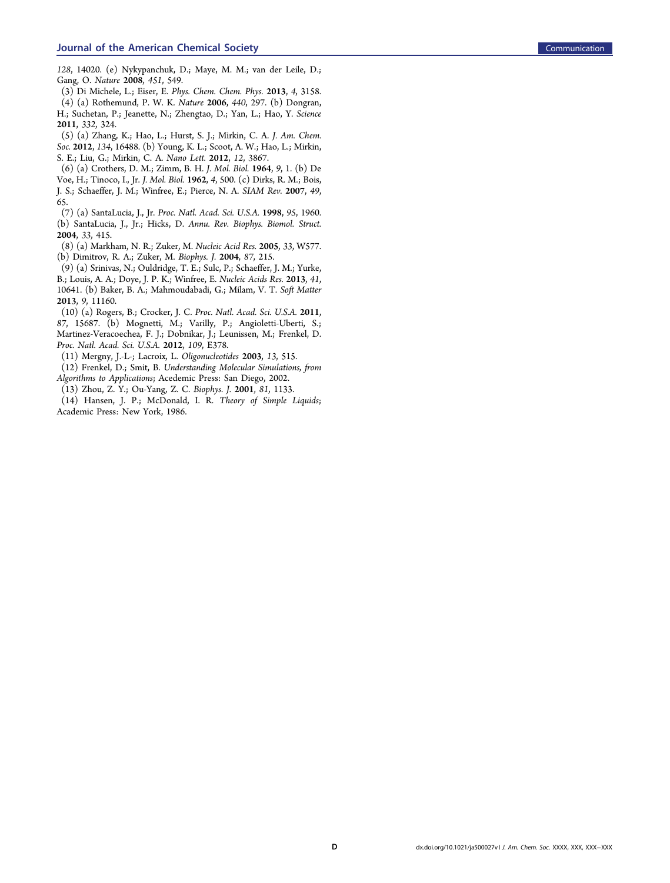*128*, 14020. (e) Nykypanchuk, D.; Maye, M. M.; van der Leile, D.; Gang, O. *Nature* **2008**, *451*, 549.

(3) Di Michele, L.; Eiser, E. *Phys. Chem. Chem. Phys.* **2013**, *4*, 3158.

(4) (a) Rothemund, P. W. K. *Nature* **2006**, *440*, 297. (b) Dongran, H.; Suchetan, P.; Jeanette, N.; Zhengtao, D.; Yan, L.; Hao, Y. *Science* **2011**, *332*, 324.

(5) (a) Zhang, K.; Hao, L.; Hurst, S. J.; Mirkin, C. A. *J. Am. Chem. Soc.* **2012**, *134*, 16488. (b) Young, K. L.; Scoot, A. W.; Hao, L.; Mirkin, S. E.; Liu, G.; Mirkin, C. A. *Nano Lett.* **2012**, *12*, 3867.

(6) (a) Crothers, D. M.; Zimm, B. H. *J. Mol. Biol.* **1964**, *9*, 1. (b) De Voe, H.; Tinoco, I., Jr. *J. Mol. Biol.* **1962**, *4*, 500. (c) Dirks, R. M.; Bois, J. S.; Schaeffer, J. M.; Winfree, E.; Pierce, N. A. *SIAM Rev.* **2007**, *49*, 65.

(7) (a) SantaLucia, J., Jr. *Proc. Natl. Acad. Sci. U.S.A.* **1998**, *95*, 1960. (b) SantaLucia, J., Jr.; Hicks, D. *Annu. Rev. Biophys. Biomol. Struct.* **2004**, *33*, 415.

(8) (a) Markham, N. R.; Zuker, M. *Nucleic Acid Res.* **2005**, *33*, W577. (b) Dimitrov, R. A.; Zuker, M. *Biophys. J.* **2004**, *87*, 215.

(9) (a) Srinivas, N.; Ouldridge, T. E.; Sulc, P.; Schaeffer, J. M.; Yurke, B.; Louis, A. A.; Doye, J. P. K.; Winfree, E. *Nucleic Acids Res.* **2013**, *41*, 10641. (b) Baker, B. A.; Mahmoudabadi, G.; Milam, V. T. *Soft Matter* **2013**, *9*, 11160.

(10) (a) Rogers, B.; Crocker, J. C. *Proc. Natl. Acad. Sci. U.S.A.* **2011**, *87*, 15687. (b) Mognetti, M.; Varilly, P.; Angioletti-Uberti, S.; Martinez-Veracoechea, F. J.; Dobnikar, J.; Leunissen, M.; Frenkel, D. *Proc. Natl. Acad. Sci. U.S.A.* **2012**, *109*, E378.

(11) Mergny, J.-L-; Lacroix, L. *Oligonucleotides* **2003**, *13*, 515.

(12) Frenkel, D.; Smit, B. *Understanding Molecular Simulations, from Algorithms to Applications*; Acedemic Press: San Diego, 2002.

(13) Zhou, Z. Y.; Ou-Yang, Z. C. *Biophys. J.* **2001**, *81*, 1133.

(14) Hansen, J. P.; McDonald, I. R. *Theory of Simple Liquids*; Academic Press: New York, 1986.